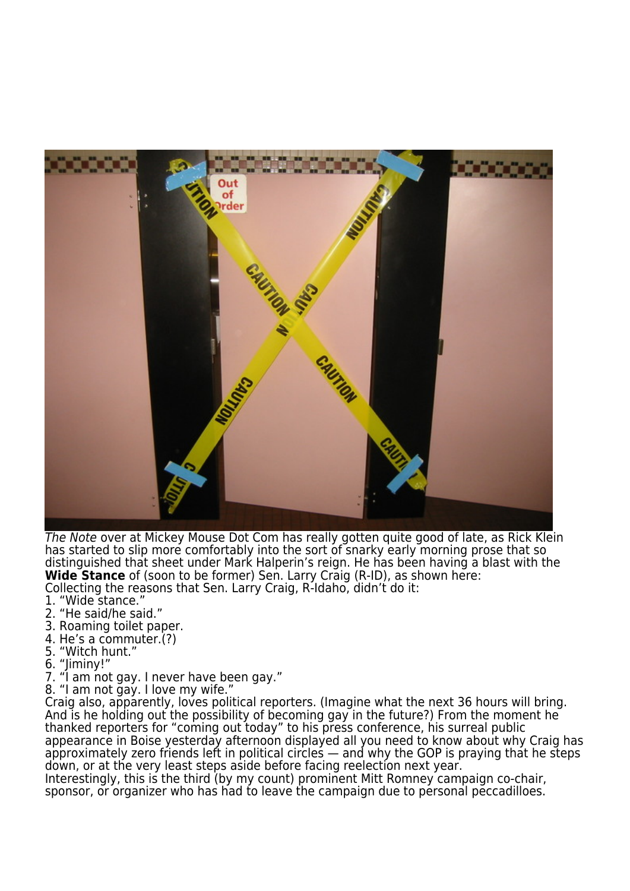*The Note* over at Mickey Mouse Dot Com has really gotten quite good of late, as Rick Klein has started to slip more comfortably into the sort of snarky early morning prose that so distinguished that sheet under Mark Halperin's reign. He has been having a blast with the **Wide Stance** of (soon to be former) Sen. Larry Craig (R-ID), as shown here:

Collecting the reasons that Sen. Larry Craig, R-Idaho, didn't do it:

1. "Wide stance."
2. "He said/he said."
3. Roaming toilet paper.
4. He's a commuter.(?)
5. "Witch hunt."
6. "Jiminy!"
7. "I am not gay. I never have been gay."
8. "I am not gay. I love my wife."

Craig also, apparently, loves political reporters. (Imagine what the next 36 hours will bring. And is he holding out the possibility of becoming gay in the future?) From the moment he thanked reporters for "coming out today" to his press conference, his surreal public appearance in Boise yesterday afternoon displayed all you need to know about why Craig has approximately zero friends left in political circles — and why the GOP is praying that he steps down, or at the very least steps aside before facing reelection next year.

Interestingly, this is the third (by my count) prominent Mitt Romney campaign co-chair, sponsor, or organizer who has had to leave the campaign due to personal peccadilloes.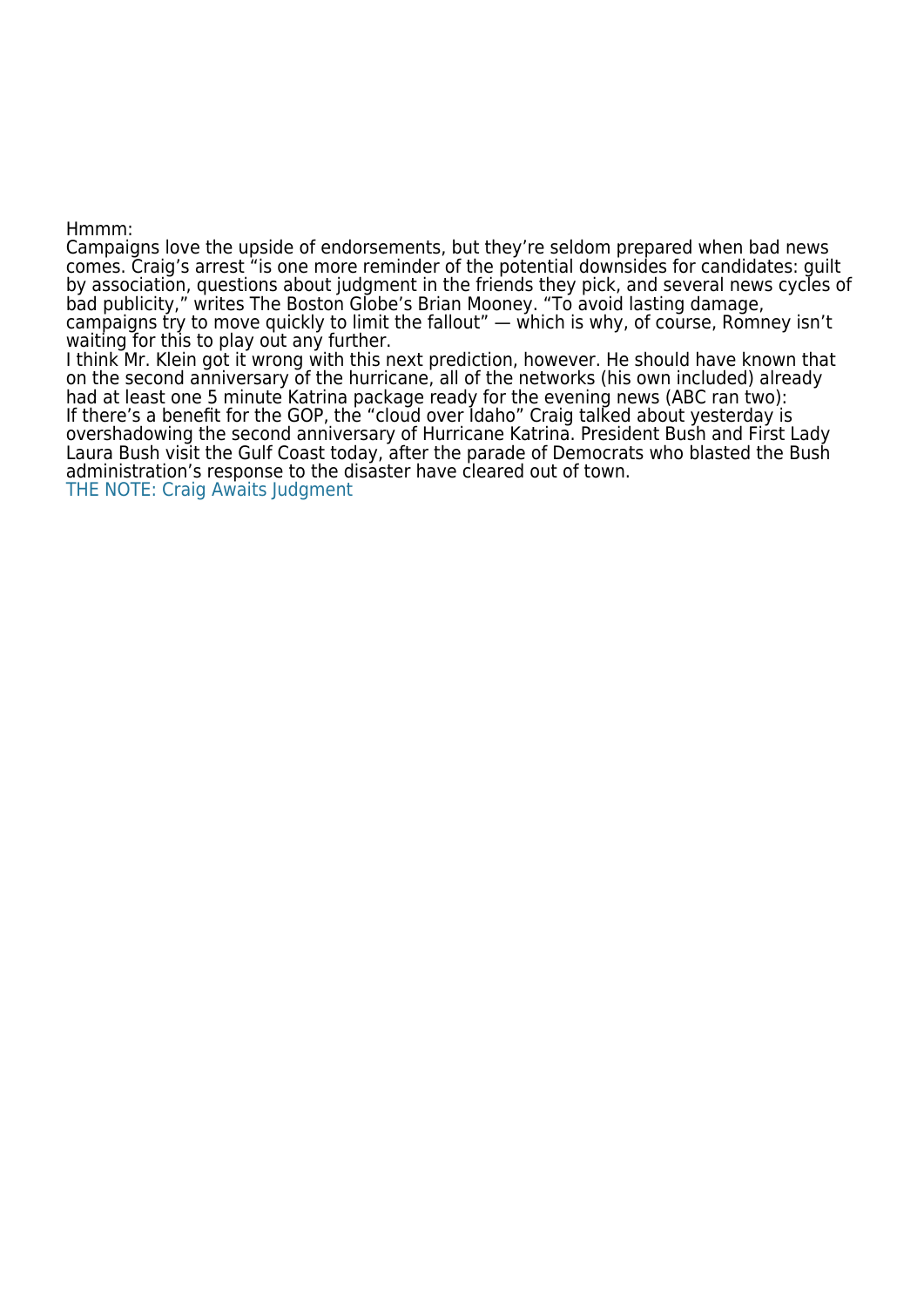Hmmm:

Campaigns love the upside of endorsements, but they're seldom prepared when bad news comes. Craig's arrest "is one more reminder of the potential downsides for candidates: guilt by association, questions about judgment in the friends they pick, and several news cycles of bad publicity," writes The Boston Globe's Brian Mooney. "To avoid lasting damage, campaigns try to move quickly to limit the fallout" — which is why, of course, Romney isn't waiting for this to play out any further.

I think Mr. Klein got it wrong with this next prediction, however. He should have known that on the second anniversary of the hurricane, all of the networks (his own included) already had at least one 5 minute Katrina package ready for the evening news (ABC ran two):

If there's a benefit for the GOP, the "cloud over Idaho" Craig talked about yesterday is overshadowing the second anniversary of Hurricane Katrina. President Bush and First Lady Laura Bush visit the Gulf Coast today, after the parade of Democrats who blasted the Bush administration's response to the disaster have cleared out of town.

THE NOTE: Craig Awaits Judgment